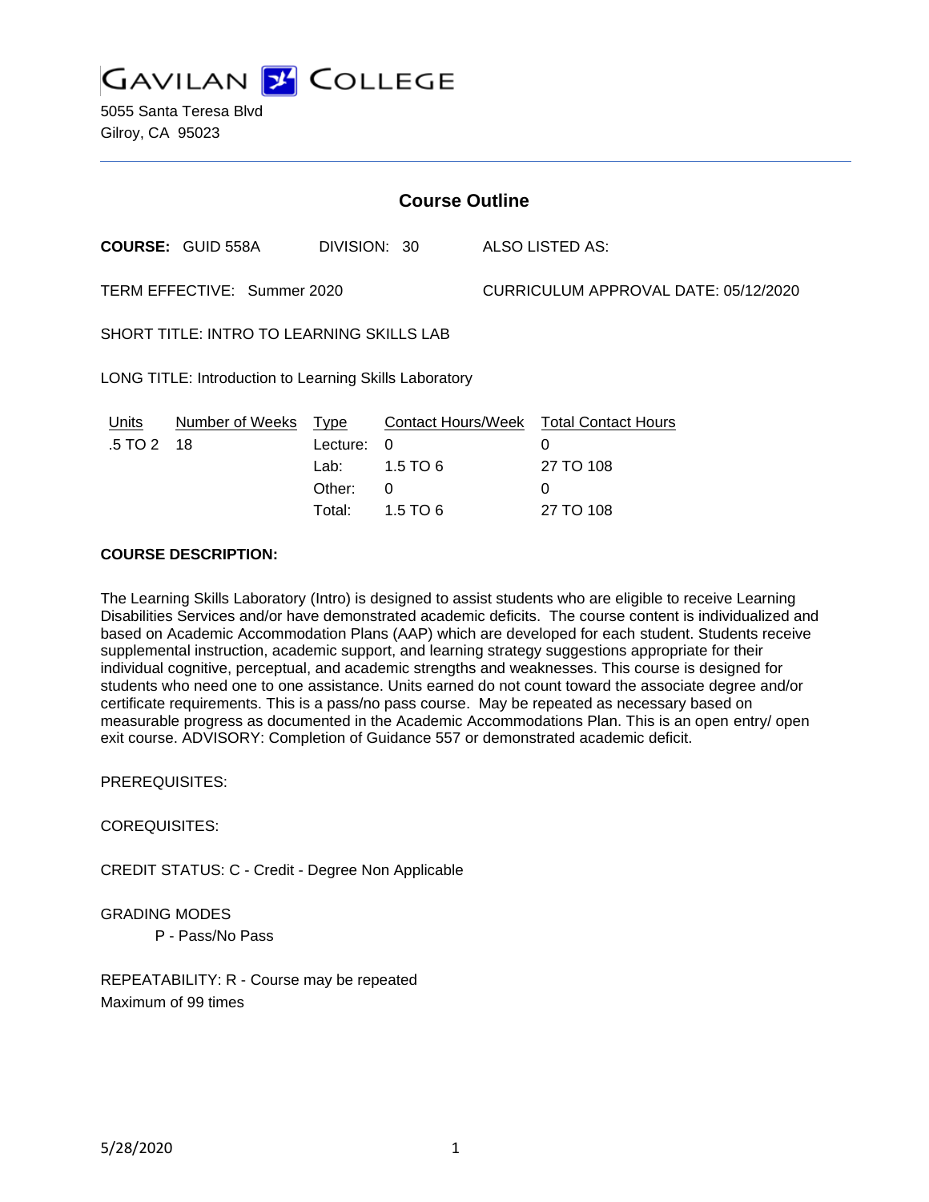# GAVILAN COLLEGE

5055 Santa Teresa Blvd
Gilroy, CA 95023

## Course Outline

**COURSE:** GUID 558A DIVISION: 30 ALSO LISTED AS:

TERM EFFECTIVE: Summer 2020 CURRICULUM APPROVAL DATE: 05/12/2020

SHORT TITLE: INTRO TO LEARNING SKILLS LAB

LONG TITLE: Introduction to Learning Skills Laboratory

| Units | Number of Weeks | Type | Contact Hours/Week | Total Contact Hours |
|---|---|---|---|---|
| .5 TO 2 | 18 | Lecture: | 0 | 0 |
| | | Lab: | 1.5 TO 6 | 27 TO 108 |
| | | Other: | 0 | 0 |
| | | Total: | 1.5 TO 6 | 27 TO 108 |

**COURSE DESCRIPTION:**

The Learning Skills Laboratory (Intro) is designed to assist students who are eligible to receive Learning Disabilities Services and/or have demonstrated academic deficits. The course content is individualized and based on Academic Accommodation Plans (AAP) which are developed for each student. Students receive supplemental instruction, academic support, and learning strategy suggestions appropriate for their individual cognitive, perceptual, and academic strengths and weaknesses. This course is designed for students who need one to one assistance. Units earned do not count toward the associate degree and/or certificate requirements. This is a pass/no pass course. May be repeated as necessary based on measurable progress as documented in the Academic Accommodations Plan. This is an open entry/ open exit course. ADVISORY: Completion of Guidance 557 or demonstrated academic deficit.

PREREQUISITES:

COREQUISITES:

CREDIT STATUS: C - Credit - Degree Non Applicable

GRADING MODES

P - Pass/No Pass

REPEATABILITY: R - Course may be repeated
Maximum of 99 times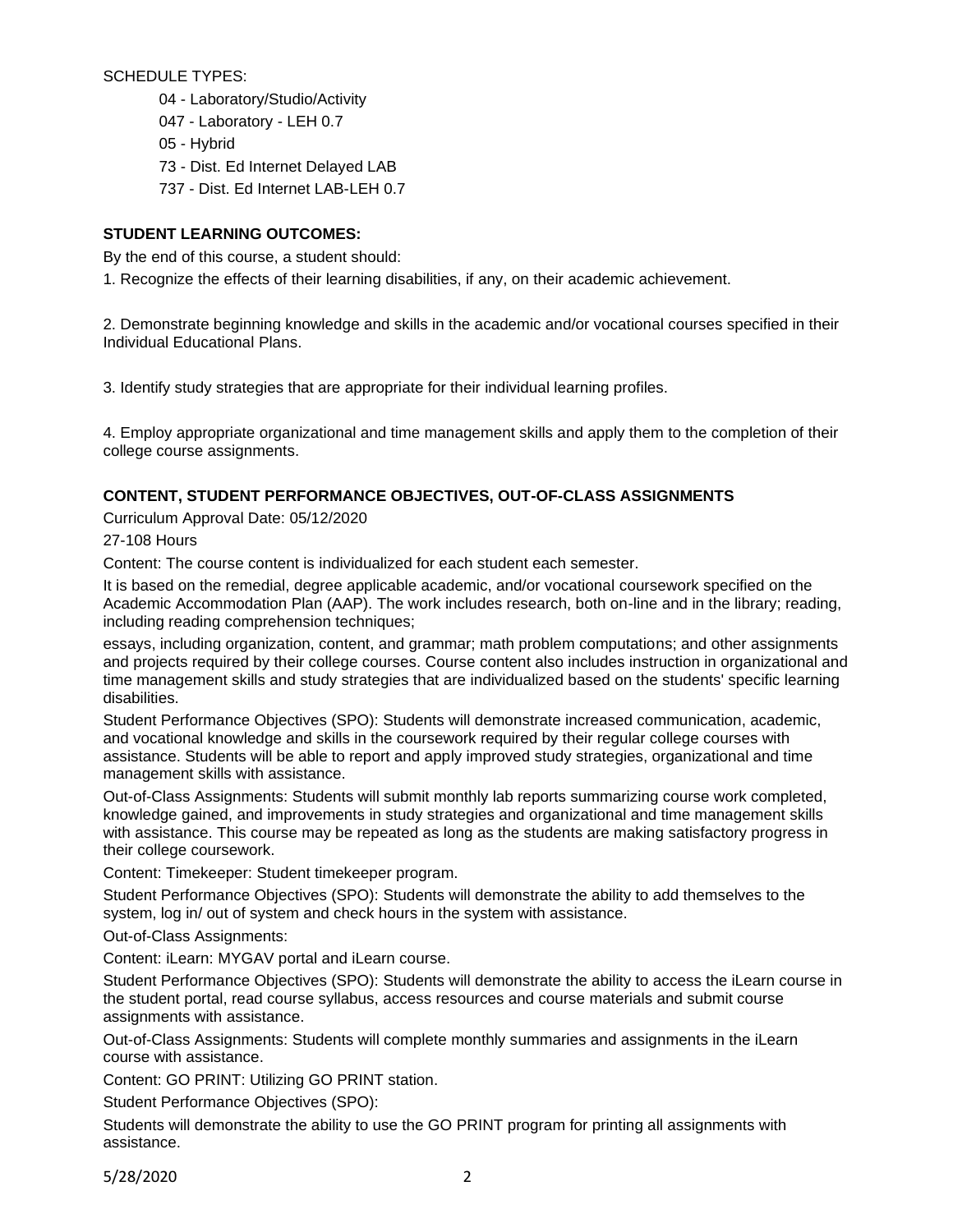SCHEDULE TYPES:

- 04 - Laboratory/Studio/Activity
- 047 - Laboratory - LEH 0.7
- 05 - Hybrid
- 73 - Dist. Ed Internet Delayed LAB
- 737 - Dist. Ed Internet LAB-LEH 0.7

**STUDENT LEARNING OUTCOMES:**

By the end of this course, a student should:

1. Recognize the effects of their learning disabilities, if any, on their academic achievement.

2. Demonstrate beginning knowledge and skills in the academic and/or vocational courses specified in their Individual Educational Plans.

3. Identify study strategies that are appropriate for their individual learning profiles.

4. Employ appropriate organizational and time management skills and apply them to the completion of their college course assignments.

**CONTENT, STUDENT PERFORMANCE OBJECTIVES, OUT-OF-CLASS ASSIGNMENTS**

Curriculum Approval Date: 05/12/2020

27-108 Hours

Content: The course content is individualized for each student each semester.

It is based on the remedial, degree applicable academic, and/or vocational coursework specified on the Academic Accommodation Plan (AAP). The work includes research, both on-line and in the library; reading, including reading comprehension techniques;

essays, including organization, content, and grammar; math problem computations; and other assignments and projects required by their college courses. Course content also includes instruction in organizational and time management skills and study strategies that are individualized based on the students' specific learning disabilities.

Student Performance Objectives (SPO): Students will demonstrate increased communication, academic, and vocational knowledge and skills in the coursework required by their regular college courses with assistance. Students will be able to report and apply improved study strategies, organizational and time management skills with assistance.

Out-of-Class Assignments: Students will submit monthly lab reports summarizing course work completed, knowledge gained, and improvements in study strategies and organizational and time management skills with assistance. This course may be repeated as long as the students are making satisfactory progress in their college coursework.

Content: Timekeeper: Student timekeeper program.

Student Performance Objectives (SPO): Students will demonstrate the ability to add themselves to the system, log in/ out of system and check hours in the system with assistance.

Out-of-Class Assignments:

Content: iLearn: MYGAV portal and iLearn course.

Student Performance Objectives (SPO): Students will demonstrate the ability to access the iLearn course in the student portal, read course syllabus, access resources and course materials and submit course assignments with assistance.

Out-of-Class Assignments: Students will complete monthly summaries and assignments in the iLearn course with assistance.

Content: GO PRINT: Utilizing GO PRINT station.

Student Performance Objectives (SPO):

Students will demonstrate the ability to use the GO PRINT program for printing all assignments with assistance.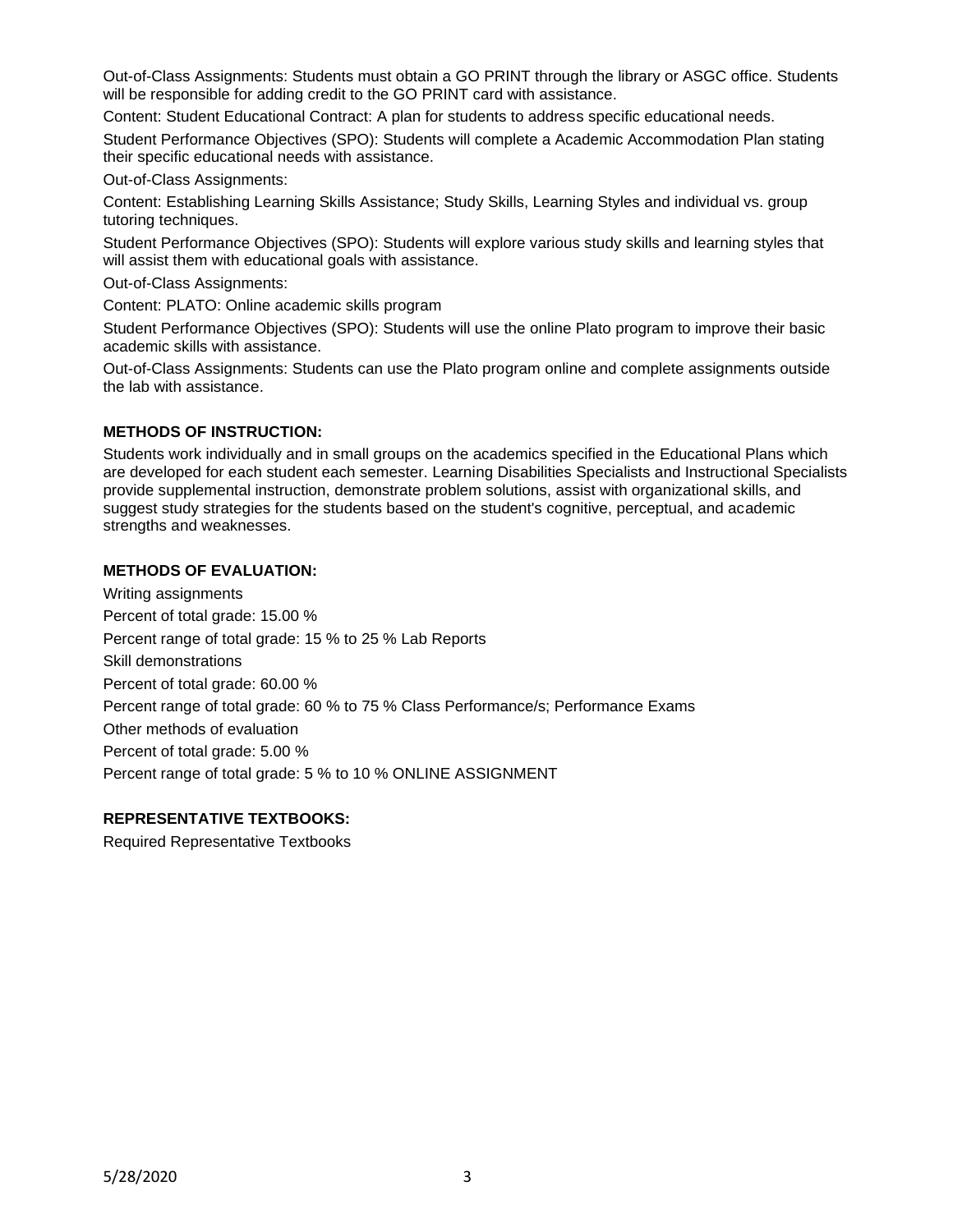Out-of-Class Assignments: Students must obtain a GO PRINT through the library or ASGC office. Students will be responsible for adding credit to the GO PRINT card with assistance.

Content: Student Educational Contract: A plan for students to address specific educational needs.

Student Performance Objectives (SPO): Students will complete a Academic Accommodation Plan stating their specific educational needs with assistance.

Out-of-Class Assignments:

Content: Establishing Learning Skills Assistance; Study Skills, Learning Styles and individual vs. group tutoring techniques.

Student Performance Objectives (SPO): Students will explore various study skills and learning styles that will assist them with educational goals with assistance.

Out-of-Class Assignments:

Content: PLATO: Online academic skills program

Student Performance Objectives (SPO): Students will use the online Plato program to improve their basic academic skills with assistance.

Out-of-Class Assignments: Students can use the Plato program online and complete assignments outside the lab with assistance.

**METHODS OF INSTRUCTION:**

Students work individually and in small groups on the academics specified in the Educational Plans which are developed for each student each semester. Learning Disabilities Specialists and Instructional Specialists provide supplemental instruction, demonstrate problem solutions, assist with organizational skills, and suggest study strategies for the students based on the student's cognitive, perceptual, and academic strengths and weaknesses.

**METHODS OF EVALUATION:**

Writing assignments

Percent of total grade: 15.00 %

Percent range of total grade: 15 % to 25 % Lab Reports

Skill demonstrations

Percent of total grade: 60.00 %

Percent range of total grade: 60 % to 75 % Class Performance/s; Performance Exams

Other methods of evaluation

Percent of total grade: 5.00 %

Percent range of total grade: 5 % to 10 % ONLINE ASSIGNMENT

**REPRESENTATIVE TEXTBOOKS:**

Required Representative Textbooks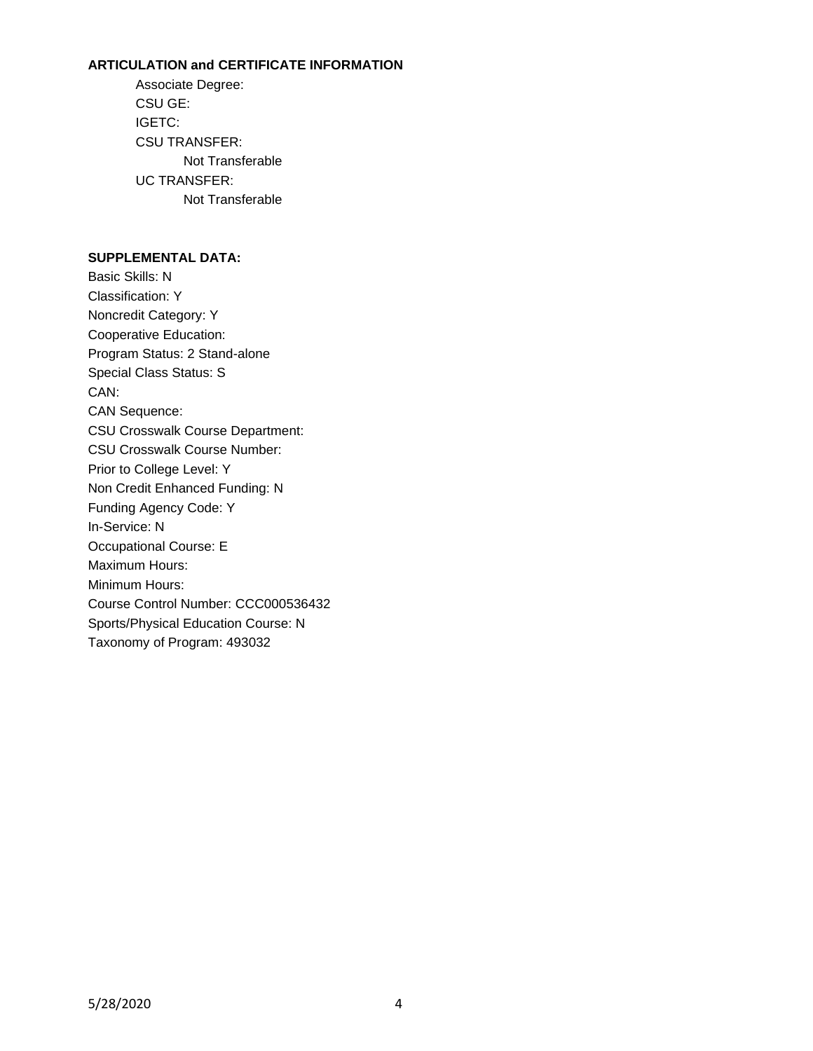**ARTICULATION and CERTIFICATE INFORMATION**

Associate Degree:
CSU GE:
IGETC:
CSU TRANSFER:
Not Transferable
UC TRANSFER:
Not Transferable

**SUPPLEMENTAL DATA:**

Basic Skills: N
Classification: Y
Noncredit Category: Y
Cooperative Education:
Program Status: 2 Stand-alone
Special Class Status: S
CAN:
CAN Sequence:
CSU Crosswalk Course Department:
CSU Crosswalk Course Number:
Prior to College Level: Y
Non Credit Enhanced Funding: N
Funding Agency Code: Y
In-Service: N
Occupational Course: E
Maximum Hours:
Minimum Hours:
Course Control Number: CCC000536432
Sports/Physical Education Course: N
Taxonomy of Program: 493032